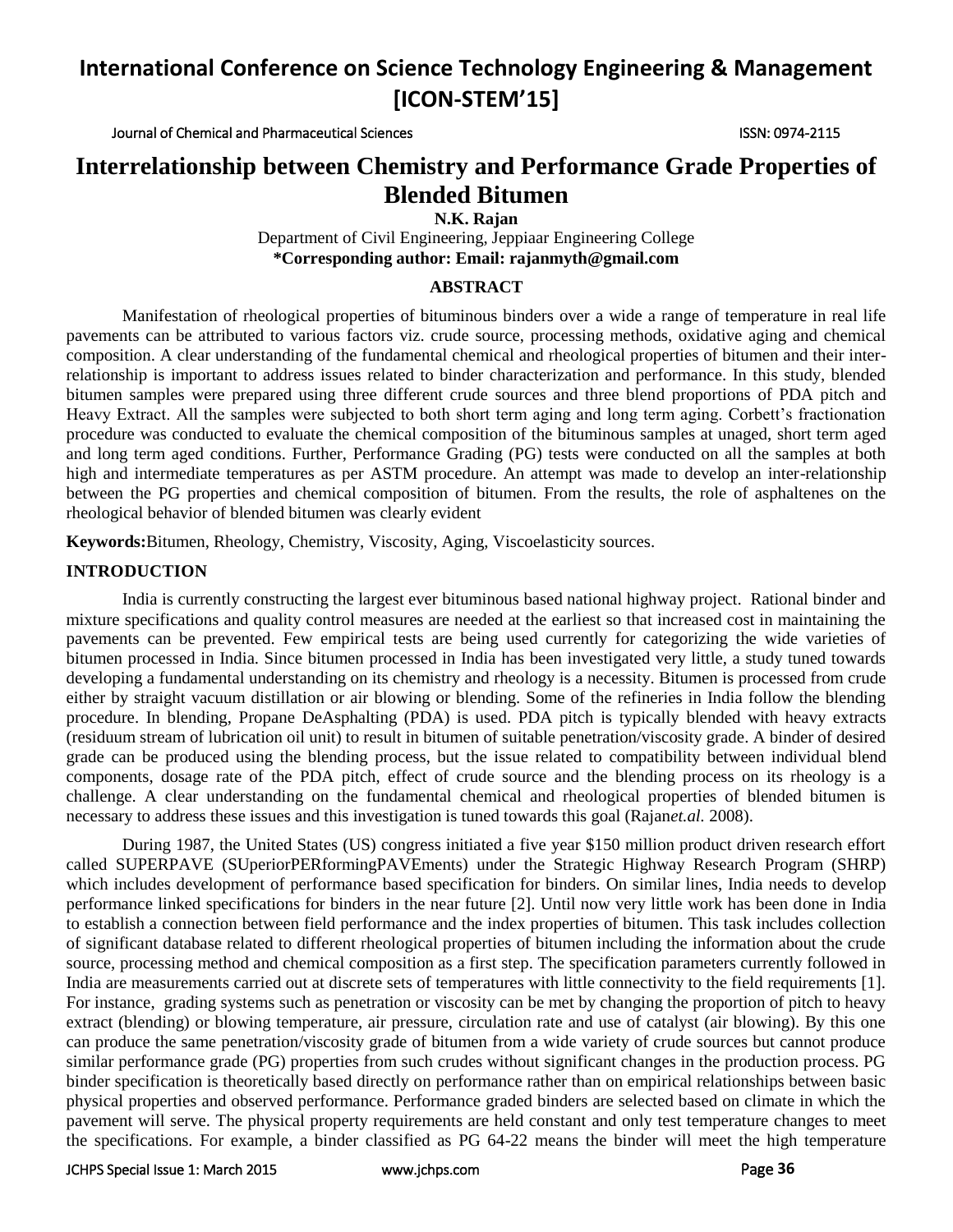# Interrelationship between Chemistry and Performance Grade Properties of Blended Bitumen

**N.K. Rajan**

Department of Civil Engineering, Jeppiaar Engineering College

**\*Corresponding author: Email: rajanmyth@gmail.com**

## ABSTRACT

Manifestation of rheological properties of bituminous binders over a wide a range of temperature in real life pavements can be attributed to various factors viz. crude source, processing methods, oxidative aging and chemical composition. A clear understanding of the fundamental chemical and rheological properties of bitumen and their inter-relationship is important to address issues related to binder characterization and performance. In this study, blended bitumen samples were prepared using three different crude sources and three blend proportions of PDA pitch and Heavy Extract. All the samples were subjected to both short term aging and long term aging. Corbett's fractionation procedure was conducted to evaluate the chemical composition of the bituminous samples at unaged, short term aged and long term aged conditions. Further, Performance Grading (PG) tests were conducted on all the samples at both high and intermediate temperatures as per ASTM procedure. An attempt was made to develop an inter-relationship between the PG properties and chemical composition of bitumen. From the results, the role of asphaltenes on the rheological behavior of blended bitumen was clearly evident

**Keywords:** Bitumen, Rheology, Chemistry, Viscosity, Aging, Viscoelasticity sources.

## INTRODUCTION

India is currently constructing the largest ever bituminous based national highway project. Rational binder and mixture specifications and quality control measures are needed at the earliest so that increased cost in maintaining the pavements can be prevented. Few empirical tests are being used currently for categorizing the wide varieties of bitumen processed in India. Since bitumen processed in India has been investigated very little, a study tuned towards developing a fundamental understanding on its chemistry and rheology is a necessity. Bitumen is processed from crude either by straight vacuum distillation or air blowing or blending. Some of the refineries in India follow the blending procedure. In blending, Propane DeAsphalting (PDA) is used. PDA pitch is typically blended with heavy extracts (residuum stream of lubrication oil unit) to result in bitumen of suitable penetration/viscosity grade. A binder of desired grade can be produced using the blending process, but the issue related to compatibility between individual blend components, dosage rate of the PDA pitch, effect of crude source and the blending process on its rheology is a challenge. A clear understanding on the fundamental chemical and rheological properties of blended bitumen is necessary to address these issues and this investigation is tuned towards this goal (Rajan *et.al.* 2008).

During 1987, the United States (US) congress initiated a five year $150 million product driven research effort called SUPERPAVE (SUperiorPERformingPAVEments) under the Strategic Highway Research Program (SHRP) which includes development of performance based specification for binders. On similar lines, India needs to develop performance linked specifications for binders in the near future [2]. Until now very little work has been done in India to establish a connection between field performance and the index properties of bitumen. This task includes collection of significant database related to different rheological properties of bitumen including the information about the crude source, processing method and chemical composition as a first step. The specification parameters currently followed in India are measurements carried out at discrete sets of temperatures with little connectivity to the field requirements [1]. For instance, grading systems such as penetration or viscosity can be met by changing the proportion of pitch to heavy extract (blending) or blowing temperature, air pressure, circulation rate and use of catalyst (air blowing). By this one can produce the same penetration/viscosity grade of bitumen from a wide variety of crude sources but cannot produce similar performance grade (PG) properties from such crudes without significant changes in the production process. PG binder specification is theoretically based directly on performance rather than on empirical relationships between basic physical properties and observed performance. Performance graded binders are selected based on climate in which the pavement will serve. The physical property requirements are held constant and only test temperature changes to meet the specifications. For example, a binder classified as PG 64-22 means the binder will meet the high temperature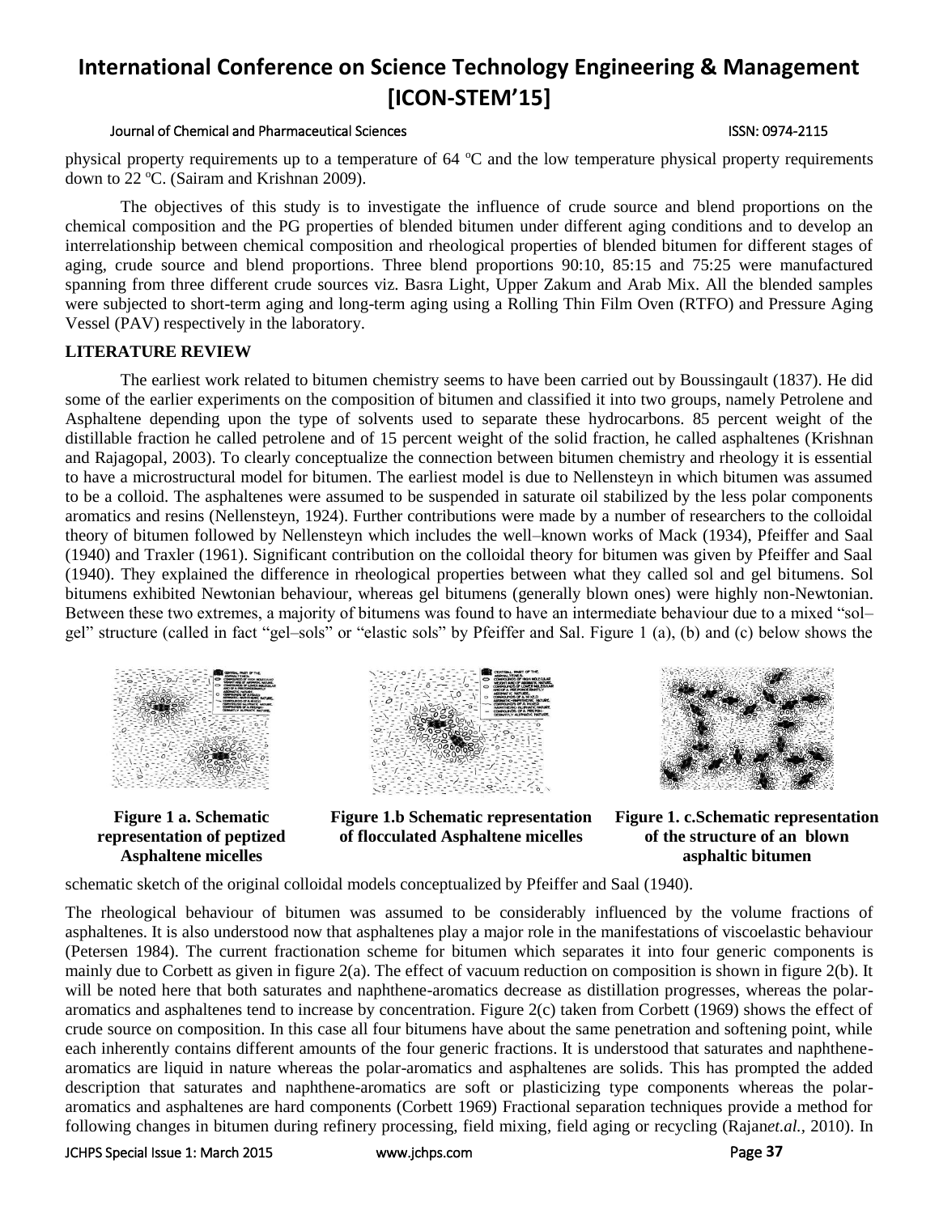physical property requirements up to a temperature of 64 °C and the low temperature physical property requirements down to 22 °C. (Sairam and Krishnan 2009).

The objectives of this study is to investigate the influence of crude source and blend proportions on the chemical composition and the PG properties of blended bitumen under different aging conditions and to develop an interrelationship between chemical composition and rheological properties of blended bitumen for different stages of aging, crude source and blend proportions. Three blend proportions 90:10, 85:15 and 75:25 were manufactured spanning from three different crude sources viz. Basra Light, Upper Zakum and Arab Mix. All the blended samples were subjected to short-term aging and long-term aging using a Rolling Thin Film Oven (RTFO) and Pressure Aging Vessel (PAV) respectively in the laboratory.

## LITERATURE REVIEW

The earliest work related to bitumen chemistry seems to have been carried out by Boussingault (1837). He did some of the earlier experiments on the composition of bitumen and classified it into two groups, namely Petrolene and Asphaltene depending upon the type of solvents used to separate these hydrocarbons. 85 percent weight of the distillable fraction he called petrolene and of 15 percent weight of the solid fraction, he called asphaltenes (Krishnan and Rajagopal, 2003). To clearly conceptualize the connection between bitumen chemistry and rheology it is essential to have a microstructural model for bitumen. The earliest model is due to Nellensteyn in which bitumen was assumed to be a colloid. The asphaltenes were assumed to be suspended in saturate oil stabilized by the less polar components aromatics and resins (Nellensteyn, 1924). Further contributions were made by a number of researchers to the colloidal theory of bitumen followed by Nellensteyn which includes the well–known works of Mack (1934), Pfeiffer and Saal (1940) and Traxler (1961). Significant contribution on the colloidal theory for bitumen was given by Pfeiffer and Saal (1940). They explained the difference in rheological properties between what they called sol and gel bitumens. Sol bitumens exhibited Newtonian behaviour, whereas gel bitumens (generally blown ones) were highly non-Newtonian. Between these two extremes, a majority of bitumens was found to have an intermediate behaviour due to a mixed "sol–gel" structure (called in fact "gel–sols" or "elastic sols" by Pfeiffer and Sal. Figure 1 (a), (b) and (c) below shows the schematic sketch of the original colloidal models conceptualized by Pfeiffer and Saal (1940).

**Figure 1 a. Schematic representation of peptized Asphaltene micelles**

**Figure 1.b Schematic representation of flocculated Asphaltene micelles**

**Figure 1. c.Schematic representation of the structure of an blown asphaltic bitumen**

The rheological behaviour of bitumen was assumed to be considerably influenced by the volume fractions of asphaltenes. It is also understood now that asphaltenes play a major role in the manifestations of viscoelastic behaviour (Petersen 1984). The current fractionation scheme for bitumen which separates it into four generic components is mainly due to Corbett as given in figure 2(a). The effect of vacuum reduction on composition is shown in figure 2(b). It will be noted here that both saturates and naphthene-aromatics decrease as distillation progresses, whereas the polar-aromatics and asphaltenes tend to increase by concentration. Figure 2(c) taken from Corbett (1969) shows the effect of crude source on composition. In this case all four bitumens have about the same penetration and softening point, while each inherently contains different amounts of the four generic fractions. It is understood that saturates and naphthene-aromatics are liquid in nature whereas the polar-aromatics and asphaltenes are solids. This has prompted the added description that saturates and naphthene-aromatics are soft or plasticizing type components whereas the polar-aromatics and asphaltenes are hard components (Corbett 1969) Fractional separation techniques provide a method for following changes in bitumen during refinery processing, field mixing, field aging or recycling (Rajan*et.al.*, 2010). In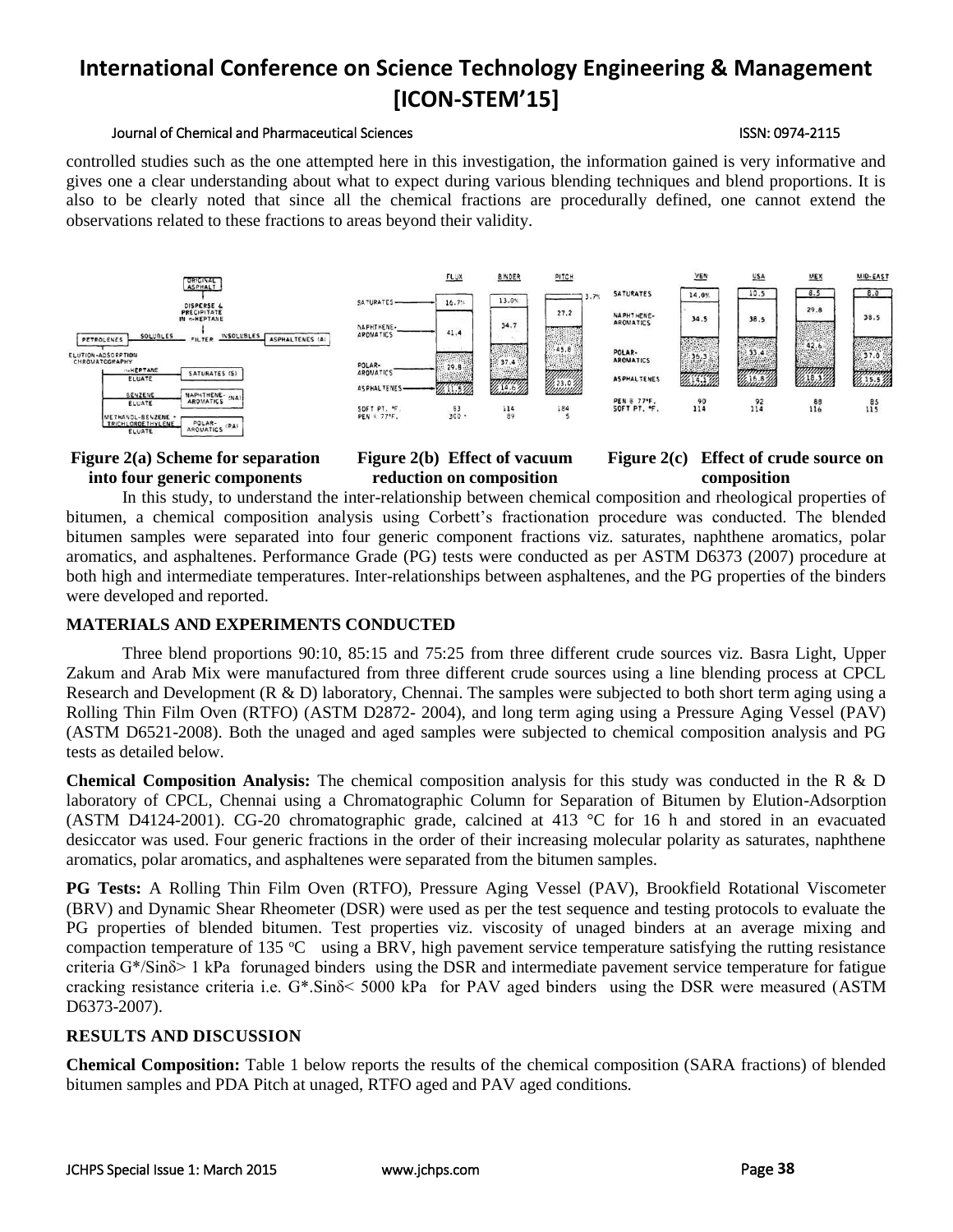controlled studies such as the one attempted here in this investigation, the information gained is very informative and gives one a clear understanding about what to expect during various blending techniques and blend proportions. It is also to be clearly noted that since all the chemical fractions are procedurally defined, one cannot extend the observations related to these fractions to areas beyond their validity.

**Figure 2(a) Scheme for separation into four generic components** **Figure 2(b) Effect of vacuum reduction on composition** **Figure 2(c) Effect of crude source on composition**

In this study, to understand the inter-relationship between chemical composition and rheological properties of bitumen, a chemical composition analysis using Corbett's fractionation procedure was conducted. The blended bitumen samples were separated into four generic component fractions viz. saturates, naphthene aromatics, polar aromatics, and asphaltenes. Performance Grade (PG) tests were conducted as per ASTM D6373 (2007) procedure at both high and intermediate temperatures. Inter-relationships between asphaltenes, and the PG properties of the binders were developed and reported.

## MATERIALS AND EXPERIMENTS CONDUCTED

Three blend proportions 90:10, 85:15 and 75:25 from three different crude sources viz. Basra Light, Upper Zakum and Arab Mix were manufactured from three different crude sources using a line blending process at CPCL Research and Development (R & D) laboratory, Chennai. The samples were subjected to both short term aging using a Rolling Thin Film Oven (RTFO) (ASTM D2872- 2004), and long term aging using a Pressure Aging Vessel (PAV) (ASTM D6521-2008). Both the unaged and aged samples were subjected to chemical composition analysis and PG tests as detailed below.

**Chemical Composition Analysis:** The chemical composition analysis for this study was conducted in the R & D laboratory of CPCL, Chennai using a Chromatographic Column for Separation of Bitumen by Elution-Adsorption (ASTM D4124-2001). CG-20 chromatographic grade, calcined at 413 °C for 16 h and stored in an evacuated desiccator was used. Four generic fractions in the order of their increasing molecular polarity as saturates, naphthene aromatics, polar aromatics, and asphaltenes were separated from the bitumen samples.

**PG Tests:** A Rolling Thin Film Oven (RTFO), Pressure Aging Vessel (PAV), Brookfield Rotational Viscometer (BRV) and Dynamic Shear Rheometer (DSR) were used as per the test sequence and testing protocols to evaluate the PG properties of blended bitumen. Test properties viz. viscosity of unaged binders at an average mixing and compaction temperature of 135 °C using a BRV, high pavement service temperature satisfying the rutting resistance criteria $G^*/\sin\delta > 1$ kPa forunaged binders using the DSR and intermediate pavement service temperature for fatigue cracking resistance criteria i.e. $G^*.\sin\delta < 5000$ kPa for PAV aged binders using the DSR were measured (ASTM D6373-2007).

## RESULTS AND DISCUSSION

**Chemical Composition:** Table 1 below reports the results of the chemical composition (SARA fractions) of blended bitumen samples and PDA Pitch at unaged, RTFO aged and PAV aged conditions.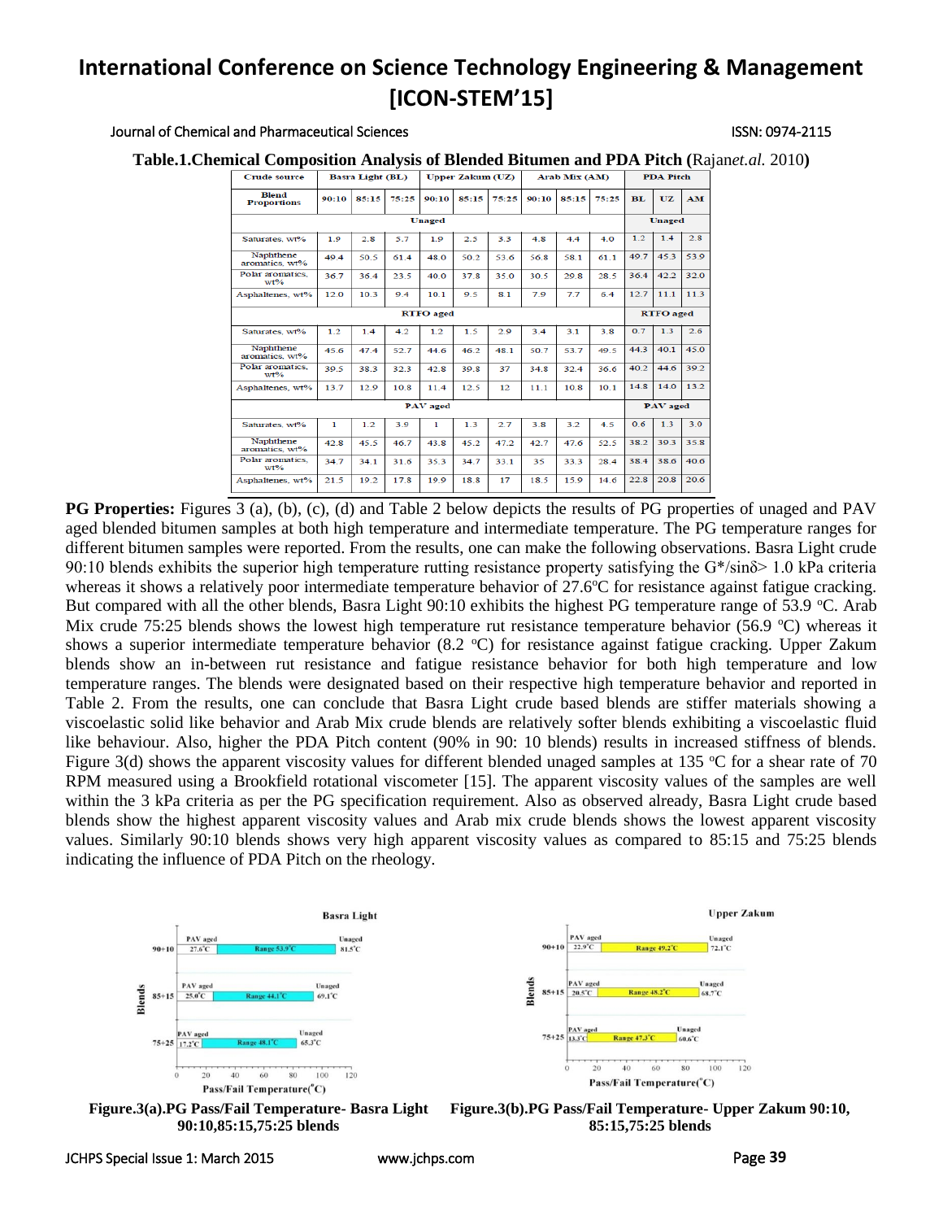**Table.1.Chemical Composition Analysis of Blended Bitumen and PDA Pitch (**Rajan*et.al.* 2010**)**

| Crude source | Basra Light (BL) | | | Upper Zakum (UZ) | | | Arab Mix (AM) | | | PDA Pitch | | |
|---|---|---|---|---|---|---|---|---|---|---|---|---|
| Blend Proportions | 90:10 | 85:15 | 75:25 | 90:10 | 85:15 | 75:25 | 90:10 | 85:15 | 75:25 | BL | UZ | AM |
| | Unaged | | | | | | | | | Unaged | | |
| Saturates, wt% | 1.9 | 2.8 | 5.7 | 1.9 | 2.5 | 3.3 | 4.8 | 4.4 | 4.0 | 1.2 | 1.4 | 2.8 |
| Naphthene aromatics, wt% | 49.4 | 50.5 | 61.4 | 48.0 | 50.2 | 53.6 | 56.8 | 58.1 | 61.1 | 49.7 | 45.3 | 53.9 |
| Polar aromatics, wt% | 36.7 | 36.4 | 23.5 | 40.0 | 37.8 | 35.0 | 30.5 | 29.8 | 28.5 | 36.4 | 42.2 | 32.0 |
| Asphaltenes, wt% | 12.0 | 10.3 | 9.4 | 10.1 | 9.5 | 8.1 | 7.9 | 7.7 | 6.4 | 12.7 | 11.1 | 11.3 |
| | RTFO aged | | | | | | | | | RTFO aged | | |
| Saturates, wt% | 1.2 | 1.4 | 4.2 | 1.2 | 1.5 | 2.9 | 3.4 | 3.1 | 3.8 | 0.7 | 1.3 | 2.6 |
| Naphthene aromatics, wt% | 45.6 | 47.4 | 52.7 | 44.6 | 46.2 | 48.1 | 50.7 | 53.7 | 49.5 | 44.3 | 40.1 | 45.0 |
| Polar aromatics, wt% | 39.5 | 38.3 | 32.3 | 42.8 | 39.8 | 37 | 34.8 | 32.4 | 36.6 | 40.2 | 44.6 | 39.2 |
| Asphaltenes, wt% | 13.7 | 12.9 | 10.8 | 11.4 | 12.5 | 12 | 11.1 | 10.8 | 10.1 | 14.8 | 14.0 | 13.2 |
| | PAV aged | | | | | | | | | PAV aged | | |
| Saturates, wt% | 1 | 1.2 | 3.9 | 1 | 1.3 | 2.7 | 3.8 | 3.2 | 4.5 | 0.6 | 1.3 | 3.0 |
| Naphthene aromatics, wt% | 42.8 | 45.5 | 46.7 | 43.8 | 45.2 | 47.2 | 42.7 | 47.6 | 52.5 | 38.2 | 39.3 | 35.8 |
| Polar aromatics, wt% | 34.7 | 34.1 | 31.6 | 35.3 | 34.7 | 33.1 | 35 | 33.3 | 28.4 | 38.4 | 38.6 | 40.6 |
| Asphaltenes, wt% | 21.5 | 19.2 | 17.8 | 19.9 | 18.8 | 17 | 18.5 | 15.9 | 14.6 | 22.8 | 20.8 | 20.6 |

**PG Properties:** Figures 3 (a), (b), (c), (d) and Table 2 below depicts the results of PG properties of unaged and PAV aged blended bitumen samples at both high temperature and intermediate temperature. The PG temperature ranges for different bitumen samples were reported. From the results, one can make the following observations. Basra Light crude 90:10 blends exhibits the superior high temperature rutting resistance property satisfying the $G^*/\sin\delta > 1.0$ kPa criteria whereas it shows a relatively poor intermediate temperature behavior of 27.6ºC for resistance against fatigue cracking. But compared with all the other blends, Basra Light 90:10 exhibits the highest PG temperature range of 53.9 ºC. Arab Mix crude 75:25 blends shows the lowest high temperature rut resistance temperature behavior (56.9 ºC) whereas it shows a superior intermediate temperature behavior (8.2 ºC) for resistance against fatigue cracking. Upper Zakum blends show an in-between rut resistance and fatigue resistance behavior for both high temperature and low temperature ranges. The blends were designated based on their respective high temperature behavior and reported in Table 2. From the results, one can conclude that Basra Light crude based blends are stiffer materials showing a viscoelastic solid like behavior and Arab Mix crude blends are relatively softer blends exhibiting a viscoelastic fluid like behaviour. Also, higher the PDA Pitch content (90% in 90: 10 blends) results in increased stiffness of blends. Figure 3(d) shows the apparent viscosity values for different blended unaged samples at 135 ºC for a shear rate of 70 RPM measured using a Brookfield rotational viscometer [15]. The apparent viscosity values of the samples are well within the 3 kPa criteria as per the PG specification requirement. Also as observed already, Basra Light crude based blends show the highest apparent viscosity values and Arab mix crude blends shows the lowest apparent viscosity values. Similarly 90:10 blends shows very high apparent viscosity values as compared to 85:15 and 75:25 blends indicating the influence of PDA Pitch on the rheology.

**Figure.3(a).PG Pass/Fail Temperature- Basra Light 90:10,85:15,75:25 blends**

**Figure.3(b).PG Pass/Fail Temperature- Upper Zakum 90:10, 85:15,75:25 blends**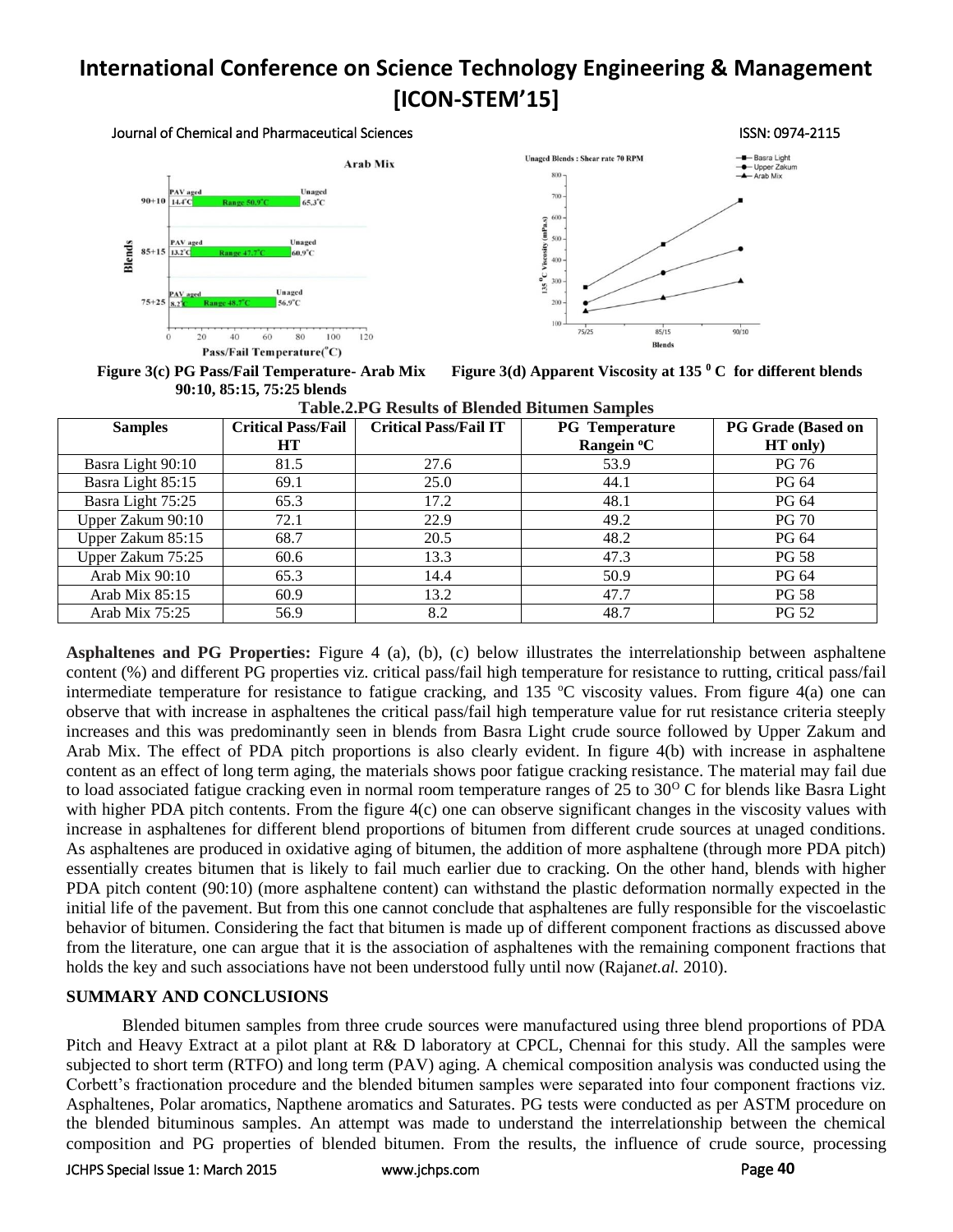Figure 3(c) PG Pass/Fail Temperature- Arab Mix 90:10, 85:15, 75:25 blends

Figure 3(d) Apparent Viscosity at 135 $^{0}$ C for different blends

**Table.2.PG Results of Blended Bitumen Samples**

| Samples | Critical Pass/Fail HT | Critical Pass/Fail IT | PG Temperature Rangein ºC | PG Grade (Based on HT only) |
|---|---|---|---|---|
| Basra Light 90:10 | 81.5 | 27.6 | 53.9 | PG 76 |
| Basra Light 85:15 | 69.1 | 25.0 | 44.1 | PG 64 |
| Basra Light 75:25 | 65.3 | 17.2 | 48.1 | PG 64 |
| Upper Zakum 90:10 | 72.1 | 22.9 | 49.2 | PG 70 |
| Upper Zakum 85:15 | 68.7 | 20.5 | 48.2 | PG 64 |
| Upper Zakum 75:25 | 60.6 | 13.3 | 47.3 | PG 58 |
| Arab Mix 90:10 | 65.3 | 14.4 | 50.9 | PG 64 |
| Arab Mix 85:15 | 60.9 | 13.2 | 47.7 | PG 58 |
| Arab Mix 75:25 | 56.9 | 8.2 | 48.7 | PG 52 |

**Asphaltenes and PG Properties:** Figure 4 (a), (b), (c) below illustrates the interrelationship between asphaltene content (%) and different PG properties viz. critical pass/fail high temperature for resistance to rutting, critical pass/fail intermediate temperature for resistance to fatigue cracking, and 135 ºC viscosity values. From figure 4(a) one can observe that with increase in asphaltenes the critical pass/fail high temperature value for rut resistance criteria steeply increases and this was predominantly seen in blends from Basra Light crude source followed by Upper Zakum and Arab Mix. The effect of PDA pitch proportions is also clearly evident. In figure 4(b) with increase in asphaltene content as an effect of long term aging, the materials shows poor fatigue cracking resistance. The material may fail due to load associated fatigue cracking even in normal room temperature ranges of 25 to 30$^{O}$ C for blends like Basra Light with higher PDA pitch contents. From the figure 4(c) one can observe significant changes in the viscosity values with increase in asphaltenes for different blend proportions of bitumen from different crude sources at unaged conditions. As asphaltenes are produced in oxidative aging of bitumen, the addition of more asphaltene (through more PDA pitch) essentially creates bitumen that is likely to fail much earlier due to cracking. On the other hand, blends with higher PDA pitch content (90:10) (more asphaltene content) can withstand the plastic deformation normally expected in the initial life of the pavement. But from this one cannot conclude that asphaltenes are fully responsible for the viscoelastic behavior of bitumen. Considering the fact that bitumen is made up of different component fractions as discussed above from the literature, one can argue that it is the association of asphaltenes with the remaining component fractions that holds the key and such associations have not been understood fully until now (Rajan*et.al.* 2010).

## SUMMARY AND CONCLUSIONS

Blended bitumen samples from three crude sources were manufactured using three blend proportions of PDA Pitch and Heavy Extract at a pilot plant at R& D laboratory at CPCL, Chennai for this study. All the samples were subjected to short term (RTFO) and long term (PAV) aging. A chemical composition analysis was conducted using the Corbett's fractionation procedure and the blended bitumen samples were separated into four component fractions viz. Asphaltenes, Polar aromatics, Napthene aromatics and Saturates. PG tests were conducted as per ASTM procedure on the blended bituminous samples. An attempt was made to understand the interrelationship between the chemical composition and PG properties of blended bitumen. From the results, the influence of crude source, processing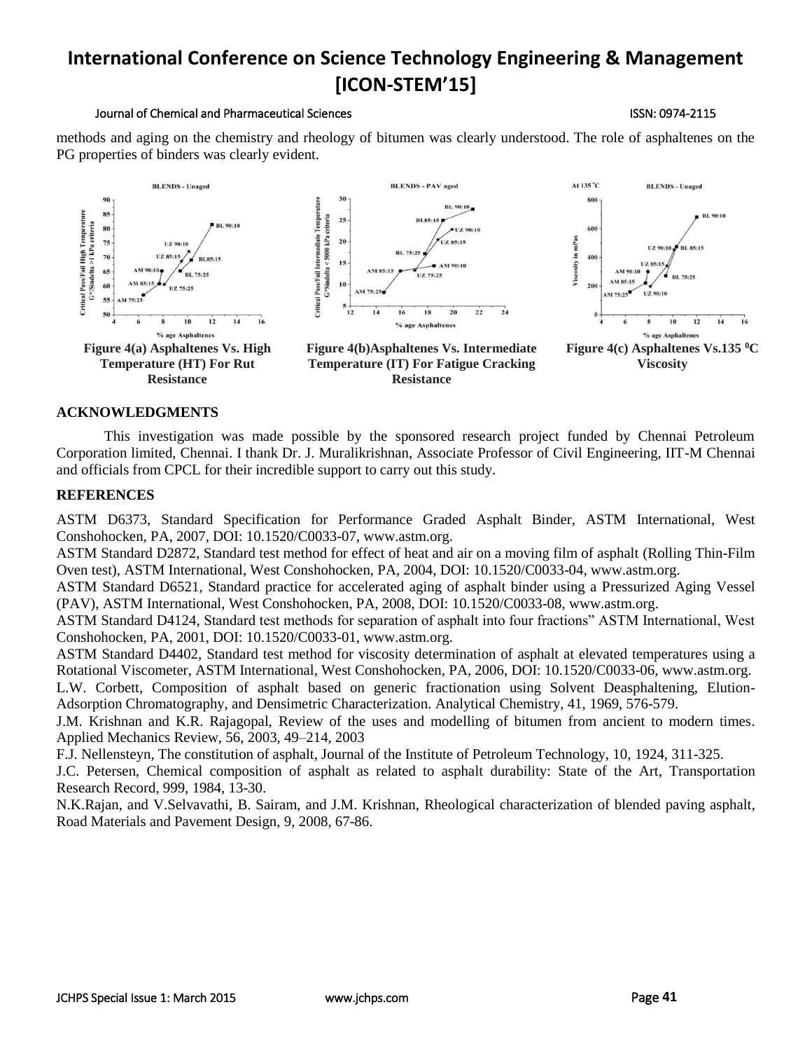methods and aging on the chemistry and rheology of bitumen was clearly understood. The role of asphaltenes on the PG properties of binders was clearly evident.

BLENDS - Unaged

Critical Pass/Fail High Temperature G*/Sindelta >1 kPa criteria

90, 85, 80, 75, 70, 65, 60, 55, 50

4, 6, 8, 10, 12, 14, 16

% age Asphaltenes

BL 90:10, UZ 90:10, UZ 85:15, BL85:15, AM 90:10, BL 75:25, AM 85:15, UZ 75:25, AM 75:25

**Figure 4(a) Asphaltenes Vs. High Temperature (HT) For Rut Resistance**

BLENDS - PAV aged

Critical Pass/Fail Intermediate Temperature G*Sindelta < 5000 kPa criteria

30, 25, 20, 15, 10, 5

12, 14, 16, 18, 20, 22, 24

% age Asphaltenes

BL 90:10, BL85:15, UZ 90:10, UZ 85:15, BL 75:25, AM 90:10, AM 85:15, UZ 75:25, AM 75:25

**Figure 4(b)Asphaltenes Vs. Intermediate Temperature (IT) For Fatigue Cracking Resistance**

At 135 °C

BLENDS - Unaged

Viscosity in mPas

800, 600, 400, 200, 0

4, 6, 8, 10, 12, 14, 16

% age Asphaltenes

BL 90:10, UZ 90:10, BL 85:15, UZ 85:15, AM 90:10, BL 75:25, AM 85:15, UZ 90:10, AM 75:25

**Figure 4(c) Asphaltenes Vs.135 $^{0}$C Viscosity**

## ACKNOWLEDGMENTS

This investigation was made possible by the sponsored research project funded by Chennai Petroleum Corporation limited, Chennai. I thank Dr. J. Muralikrishnan, Associate Professor of Civil Engineering, IIT-M Chennai and officials from CPCL for their incredible support to carry out this study.

## REFERENCES

ASTM D6373, Standard Specification for Performance Graded Asphalt Binder, ASTM International, West Conshohocken, PA, 2007, DOI: 10.1520/C0033-07, www.astm.org.

ASTM Standard D2872, Standard test method for effect of heat and air on a moving film of asphalt (Rolling Thin-Film Oven test), ASTM International, West Conshohocken, PA, 2004, DOI: 10.1520/C0033-04, www.astm.org.

ASTM Standard D6521, Standard practice for accelerated aging of asphalt binder using a Pressurized Aging Vessel (PAV), ASTM International, West Conshohocken, PA, 2008, DOI: 10.1520/C0033-08, www.astm.org.

ASTM Standard D4124, Standard test methods for separation of asphalt into four fractions" ASTM International, West Conshohocken, PA, 2001, DOI: 10.1520/C0033-01, www.astm.org.

ASTM Standard D4402, Standard test method for viscosity determination of asphalt at elevated temperatures using a Rotational Viscometer, ASTM International, West Conshohocken, PA, 2006, DOI: 10.1520/C0033-06, www.astm.org.

L.W. Corbett, Composition of asphalt based on generic fractionation using Solvent Deasphaltening, Elution-Adsorption Chromatography, and Densimetric Characterization. Analytical Chemistry, 41, 1969, 576-579.

J.M. Krishnan and K.R. Rajagopal, Review of the uses and modelling of bitumen from ancient to modern times. Applied Mechanics Review, 56, 2003, 49–214, 2003

F.J. Nellensteyn, The constitution of asphalt, Journal of the Institute of Petroleum Technology, 10, 1924, 311-325.

J.C. Petersen, Chemical composition of asphalt as related to asphalt durability: State of the Art, Transportation Research Record, 999, 1984, 13-30.

N.K.Rajan, and V.Selvavathi, B. Sairam, and J.M. Krishnan, Rheological characterization of blended paving asphalt, Road Materials and Pavement Design, 9, 2008, 67-86.